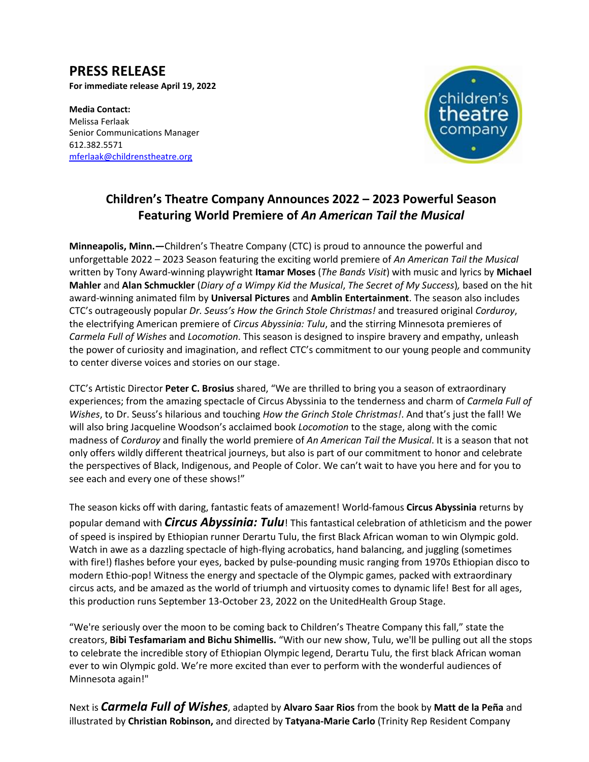# PRESS RELEASE

**For immediate release April 19, 2022**

**Media Contact:**
Melissa Ferlaak
Senior Communications Manager
612.382.5571
mferlaak@childrenstheatre.org

## Children's Theatre Company Announces 2022 – 2023 Powerful Season Featuring World Premiere of *An American Tail the Musical*

**Minneapolis, Minn.—**Children's Theatre Company (CTC) is proud to announce the powerful and unforgettable 2022 – 2023 Season featuring the exciting world premiere of *An American Tail the Musical* written by Tony Award-winning playwright **Itamar Moses** (*The Bands Visit*) with music and lyrics by **Michael Mahler** and **Alan Schmuckler** (*Diary of a Wimpy Kid the Musical*, *The Secret of My Success*), based on the hit award-winning animated film by **Universal Pictures** and **Amblin Entertainment**. The season also includes CTC's outrageously popular *Dr. Seuss's How the Grinch Stole Christmas!* and treasured original *Corduroy*, the electrifying American premiere of *Circus Abyssinia: Tulu*, and the stirring Minnesota premieres of *Carmela Full of Wishes* and *Locomotion*. This season is designed to inspire bravery and empathy, unleash the power of curiosity and imagination, and reflect CTC's commitment to our young people and community to center diverse voices and stories on our stage.

CTC's Artistic Director **Peter C. Brosius** shared, "We are thrilled to bring you a season of extraordinary experiences; from the amazing spectacle of Circus Abyssinia to the tenderness and charm of *Carmela Full of Wishes*, to Dr. Seuss's hilarious and touching *How the Grinch Stole Christmas!*. And that's just the fall! We will also bring Jacqueline Woodson's acclaimed book *Locomotion* to the stage, along with the comic madness of *Corduroy* and finally the world premiere of *An American Tail the Musical*. It is a season that not only offers wildly different theatrical journeys, but also is part of our commitment to honor and celebrate the perspectives of Black, Indigenous, and People of Color. We can't wait to have you here and for you to see each and every one of these shows!"

The season kicks off with daring, fantastic feats of amazement! World-famous **Circus Abyssinia** returns by popular demand with ***Circus Abyssinia: Tulu***! This fantastical celebration of athleticism and the power of speed is inspired by Ethiopian runner Derartu Tulu, the first Black African woman to win Olympic gold. Watch in awe as a dazzling spectacle of high-flying acrobatics, hand balancing, and juggling (sometimes with fire!) flashes before your eyes, backed by pulse-pounding music ranging from 1970s Ethiopian disco to modern Ethio-pop! Witness the energy and spectacle of the Olympic games, packed with extraordinary circus acts, and be amazed as the world of triumph and virtuosity comes to dynamic life! Best for all ages, this production runs September 13-October 23, 2022 on the UnitedHealth Group Stage.

"We're seriously over the moon to be coming back to Children's Theatre Company this fall," state the creators, **Bibi Tesfamariam and Bichu Shimellis.** "With our new show, Tulu, we'll be pulling out all the stops to celebrate the incredible story of Ethiopian Olympic legend, Derartu Tulu, the first black African woman ever to win Olympic gold. We're more excited than ever to perform with the wonderful audiences of Minnesota again!"

Next is ***Carmela Full of Wishes***, adapted by **Alvaro Saar Rios** from the book by **Matt de la Peña** and illustrated by **Christian Robinson,** and directed by **Tatyana-Marie Carlo** (Trinity Rep Resident Company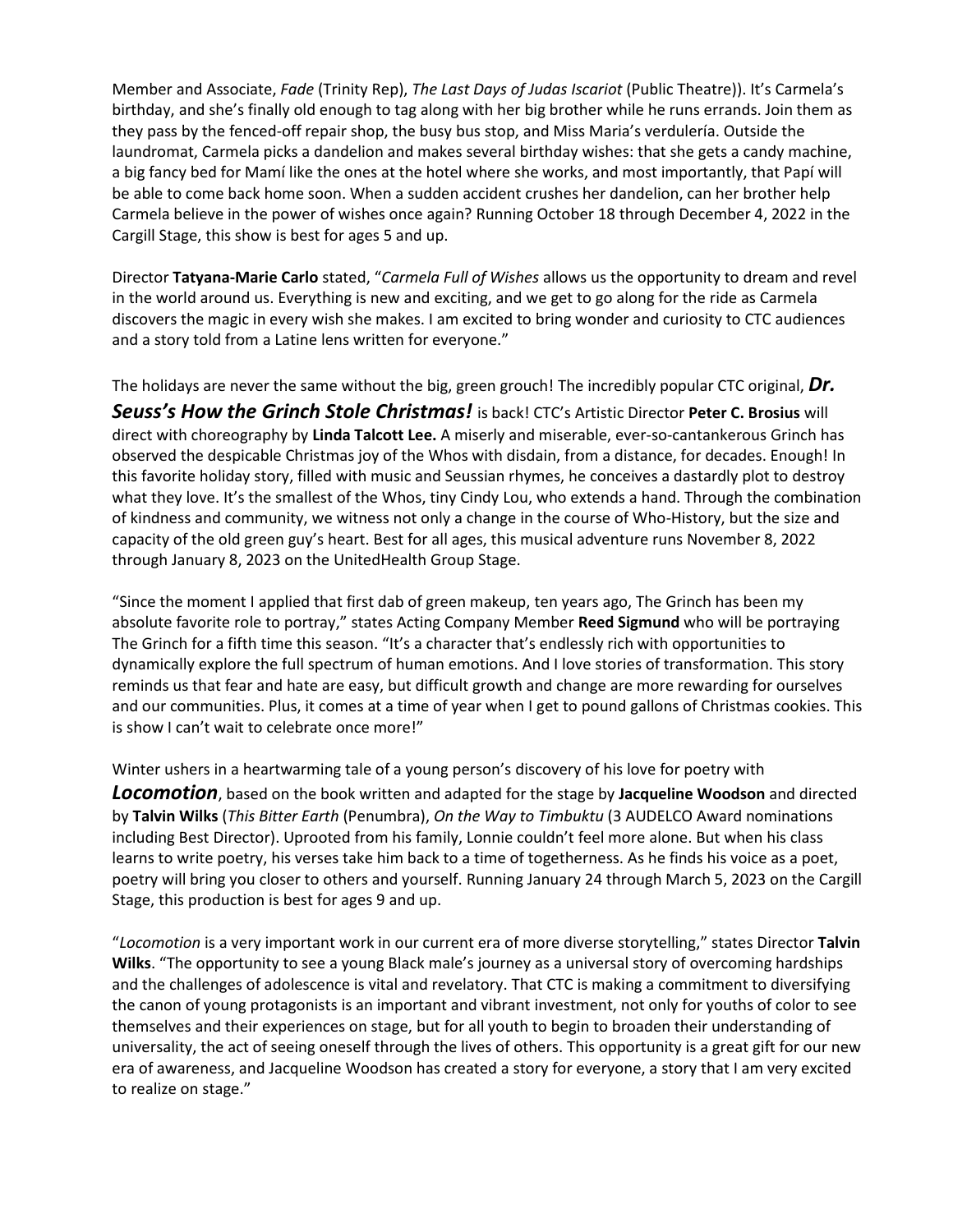Member and Associate, *Fade* (Trinity Rep), *The Last Days of Judas Iscariot* (Public Theatre)). It's Carmela's birthday, and she's finally old enough to tag along with her big brother while he runs errands. Join them as they pass by the fenced-off repair shop, the busy bus stop, and Miss Maria's verdulería. Outside the laundromat, Carmela picks a dandelion and makes several birthday wishes: that she gets a candy machine, a big fancy bed for Mamí like the ones at the hotel where she works, and most importantly, that Papí will be able to come back home soon. When a sudden accident crushes her dandelion, can her brother help Carmela believe in the power of wishes once again? Running October 18 through December 4, 2022 in the Cargill Stage, this show is best for ages 5 and up.

Director **Tatyana-Marie Carlo** stated, "*Carmela Full of Wishes* allows us the opportunity to dream and revel in the world around us. Everything is new and exciting, and we get to go along for the ride as Carmela discovers the magic in every wish she makes. I am excited to bring wonder and curiosity to CTC audiences and a story told from a Latine lens written for everyone."

The holidays are never the same without the big, green grouch! The incredibly popular CTC original, ***Dr. Seuss's How the Grinch Stole Christmas!*** is back! CTC's Artistic Director **Peter C. Brosius** will direct with choreography by **Linda Talcott Lee.** A miserly and miserable, ever-so-cantankerous Grinch has observed the despicable Christmas joy of the Whos with disdain, from a distance, for decades. Enough! In this favorite holiday story, filled with music and Seussian rhymes, he conceives a dastardly plot to destroy what they love. It's the smallest of the Whos, tiny Cindy Lou, who extends a hand. Through the combination of kindness and community, we witness not only a change in the course of Who-History, but the size and capacity of the old green guy's heart. Best for all ages, this musical adventure runs November 8, 2022 through January 8, 2023 on the UnitedHealth Group Stage.

"Since the moment I applied that first dab of green makeup, ten years ago, The Grinch has been my absolute favorite role to portray," states Acting Company Member **Reed Sigmund** who will be portraying The Grinch for a fifth time this season. "It's a character that's endlessly rich with opportunities to dynamically explore the full spectrum of human emotions. And I love stories of transformation. This story reminds us that fear and hate are easy, but difficult growth and change are more rewarding for ourselves and our communities. Plus, it comes at a time of year when I get to pound gallons of Christmas cookies. This is show I can't wait to celebrate once more!"

Winter ushers in a heartwarming tale of a young person's discovery of his love for poetry with ***Locomotion***, based on the book written and adapted for the stage by **Jacqueline Woodson** and directed by **Talvin Wilks** (*This Bitter Earth* (Penumbra), *On the Way to Timbuktu* (3 AUDELCO Award nominations including Best Director). Uprooted from his family, Lonnie couldn't feel more alone. But when his class learns to write poetry, his verses take him back to a time of togetherness. As he finds his voice as a poet, poetry will bring you closer to others and yourself. Running January 24 through March 5, 2023 on the Cargill Stage, this production is best for ages 9 and up.

"*Locomotion* is a very important work in our current era of more diverse storytelling," states Director **Talvin Wilks**. "The opportunity to see a young Black male's journey as a universal story of overcoming hardships and the challenges of adolescence is vital and revelatory. That CTC is making a commitment to diversifying the canon of young protagonists is an important and vibrant investment, not only for youths of color to see themselves and their experiences on stage, but for all youth to begin to broaden their understanding of universality, the act of seeing oneself through the lives of others. This opportunity is a great gift for our new era of awareness, and Jacqueline Woodson has created a story for everyone, a story that I am very excited to realize on stage."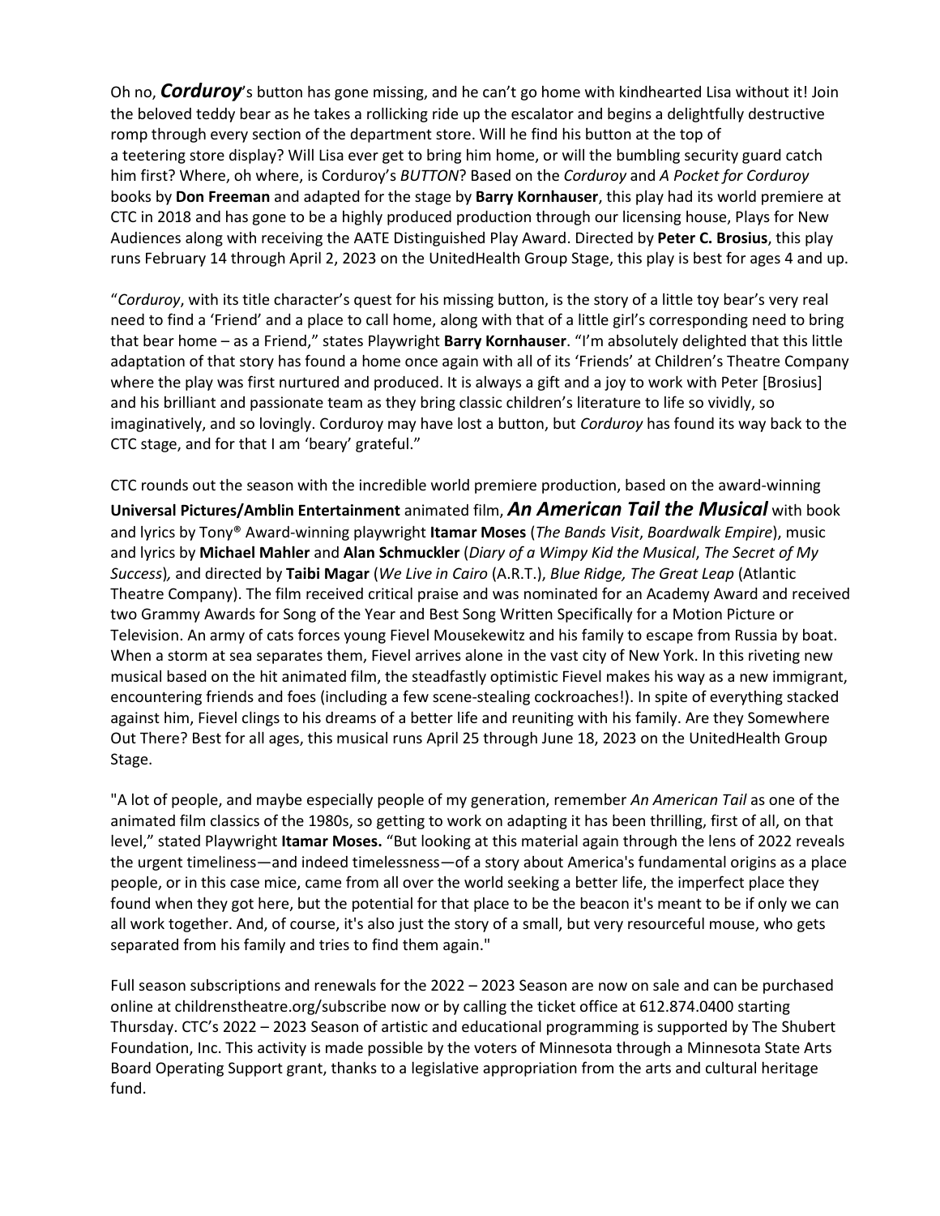Oh no, ***Corduroy***'s button has gone missing, and he can't go home with kindhearted Lisa without it! Join the beloved teddy bear as he takes a rollicking ride up the escalator and begins a delightfully destructive romp through every section of the department store. Will he find his button at the top of a teetering store display? Will Lisa ever get to bring him home, or will the bumbling security guard catch him first? Where, oh where, is Corduroy's *BUTTON*? Based on the *Corduroy* and *A Pocket for Corduroy* books by **Don Freeman** and adapted for the stage by **Barry Kornhauser**, this play had its world premiere at CTC in 2018 and has gone to be a highly produced production through our licensing house, Plays for New Audiences along with receiving the AATE Distinguished Play Award. Directed by **Peter C. Brosius**, this play runs February 14 through April 2, 2023 on the UnitedHealth Group Stage, this play is best for ages 4 and up.

"*Corduroy*, with its title character's quest for his missing button, is the story of a little toy bear's very real need to find a 'Friend' and a place to call home, along with that of a little girl's corresponding need to bring that bear home – as a Friend," states Playwright **Barry Kornhauser**. "I'm absolutely delighted that this little adaptation of that story has found a home once again with all of its 'Friends' at Children's Theatre Company where the play was first nurtured and produced. It is always a gift and a joy to work with Peter [Brosius] and his brilliant and passionate team as they bring classic children's literature to life so vividly, so imaginatively, and so lovingly. Corduroy may have lost a button, but *Corduroy* has found its way back to the CTC stage, and for that I am 'beary' grateful."

CTC rounds out the season with the incredible world premiere production, based on the award-winning **Universal Pictures/Amblin Entertainment** animated film, ***An American Tail the Musical*** with book and lyrics by Tony® Award-winning playwright **Itamar Moses** (*The Bands Visit*, *Boardwalk Empire*), music and lyrics by **Michael Mahler** and **Alan Schmuckler** (*Diary of a Wimpy Kid the Musical*, *The Secret of My Success*), and directed by **Taibi Magar** (*We Live in Cairo* (A.R.T.), *Blue Ridge, The Great Leap* (Atlantic Theatre Company). The film received critical praise and was nominated for an Academy Award and received two Grammy Awards for Song of the Year and Best Song Written Specifically for a Motion Picture or Television. An army of cats forces young Fievel Mousekewitz and his family to escape from Russia by boat. When a storm at sea separates them, Fievel arrives alone in the vast city of New York. In this riveting new musical based on the hit animated film, the steadfastly optimistic Fievel makes his way as a new immigrant, encountering friends and foes (including a few scene-stealing cockroaches!). In spite of everything stacked against him, Fievel clings to his dreams of a better life and reuniting with his family. Are they Somewhere Out There? Best for all ages, this musical runs April 25 through June 18, 2023 on the UnitedHealth Group Stage.

"A lot of people, and maybe especially people of my generation, remember *An American Tail* as one of the animated film classics of the 1980s, so getting to work on adapting it has been thrilling, first of all, on that level," stated Playwright **Itamar Moses.** "But looking at this material again through the lens of 2022 reveals the urgent timeliness—and indeed timelessness—of a story about America's fundamental origins as a place people, or in this case mice, came from all over the world seeking a better life, the imperfect place they found when they got here, but the potential for that place to be the beacon it's meant to be if only we can all work together. And, of course, it's also just the story of a small, but very resourceful mouse, who gets separated from his family and tries to find them again."

Full season subscriptions and renewals for the 2022 – 2023 Season are now on sale and can be purchased online at childrenstheatre.org/subscribe now or by calling the ticket office at 612.874.0400 starting Thursday. CTC's 2022 – 2023 Season of artistic and educational programming is supported by The Shubert Foundation, Inc. This activity is made possible by the voters of Minnesota through a Minnesota State Arts Board Operating Support grant, thanks to a legislative appropriation from the arts and cultural heritage fund.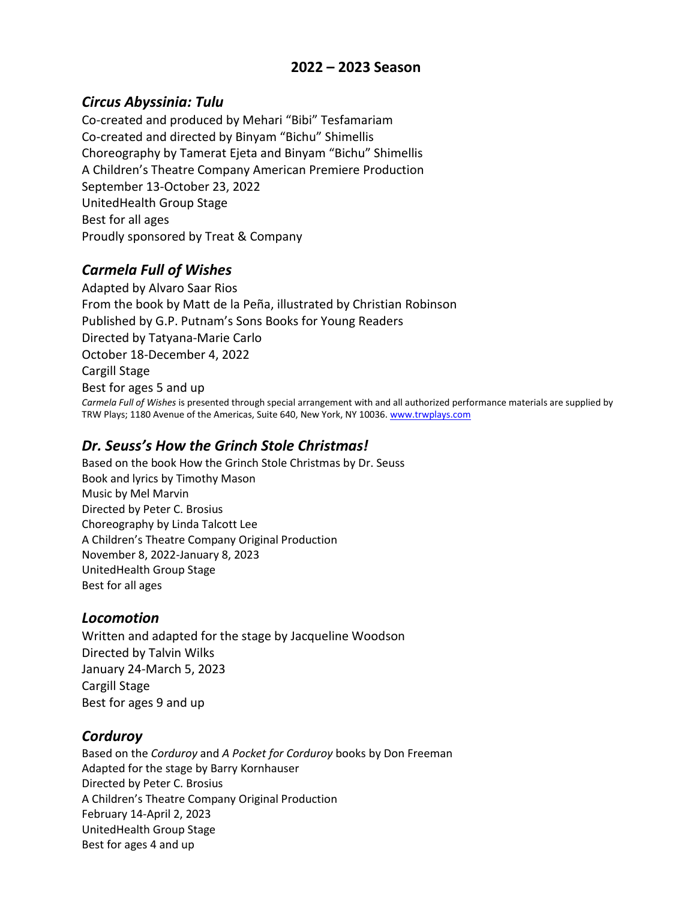## 2022 – 2023 Season

### *Circus Abyssinia: Tulu*

Co-created and produced by Mehari "Bibi" Tesfamariam
Co-created and directed by Binyam "Bichu" Shimellis
Choreography by Tamerat Ejeta and Binyam "Bichu" Shimellis
A Children's Theatre Company American Premiere Production
September 13-October 23, 2022
UnitedHealth Group Stage
Best for all ages
Proudly sponsored by Treat & Company

### *Carmela Full of Wishes*

Adapted by Alvaro Saar Rios
From the book by Matt de la Peña, illustrated by Christian Robinson
Published by G.P. Putnam's Sons Books for Young Readers
Directed by Tatyana-Marie Carlo
October 18-December 4, 2022
Cargill Stage
Best for ages 5 and up

*Carmela Full of Wishes* is presented through special arrangement with and all authorized performance materials are supplied by TRW Plays; 1180 Avenue of the Americas, Suite 640, New York, NY 10036. www.trwplays.com

### *Dr. Seuss's How the Grinch Stole Christmas!*

Based on the book How the Grinch Stole Christmas by Dr. Seuss
Book and lyrics by Timothy Mason
Music by Mel Marvin
Directed by Peter C. Brosius
Choreography by Linda Talcott Lee
A Children's Theatre Company Original Production
November 8, 2022-January 8, 2023
UnitedHealth Group Stage
Best for all ages

### *Locomotion*

Written and adapted for the stage by Jacqueline Woodson
Directed by Talvin Wilks
January 24-March 5, 2023
Cargill Stage
Best for ages 9 and up

### *Corduroy*

Based on the *Corduroy* and *A Pocket for Corduroy* books by Don Freeman
Adapted for the stage by Barry Kornhauser
Directed by Peter C. Brosius
A Children's Theatre Company Original Production
February 14-April 2, 2023
UnitedHealth Group Stage
Best for ages 4 and up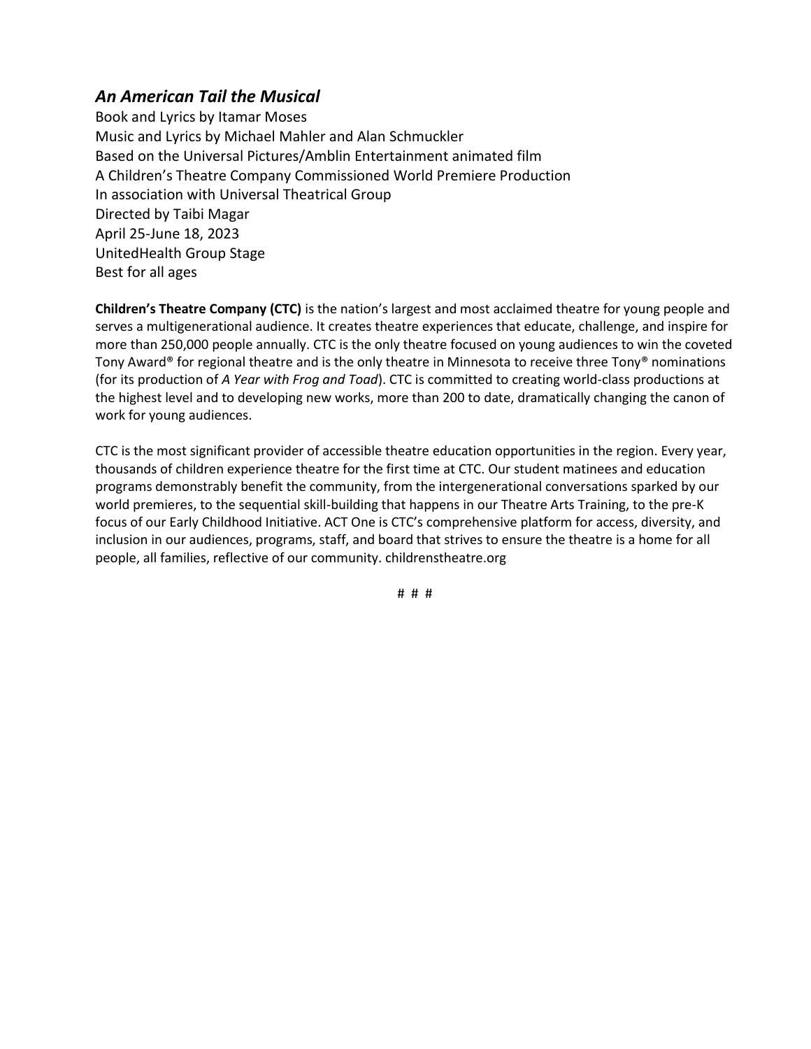### *An American Tail the Musical*

Book and Lyrics by Itamar Moses
Music and Lyrics by Michael Mahler and Alan Schmuckler
Based on the Universal Pictures/Amblin Entertainment animated film
A Children's Theatre Company Commissioned World Premiere Production
In association with Universal Theatrical Group
Directed by Taibi Magar
April 25-June 18, 2023
UnitedHealth Group Stage
Best for all ages

**Children's Theatre Company (CTC)** is the nation's largest and most acclaimed theatre for young people and serves a multigenerational audience. It creates theatre experiences that educate, challenge, and inspire for more than 250,000 people annually. CTC is the only theatre focused on young audiences to win the coveted Tony Award® for regional theatre and is the only theatre in Minnesota to receive three Tony® nominations (for its production of *A Year with Frog and Toad*). CTC is committed to creating world-class productions at the highest level and to developing new works, more than 200 to date, dramatically changing the canon of work for young audiences.

CTC is the most significant provider of accessible theatre education opportunities in the region. Every year, thousands of children experience theatre for the first time at CTC. Our student matinees and education programs demonstrably benefit the community, from the intergenerational conversations sparked by our world premieres, to the sequential skill-building that happens in our Theatre Arts Training, to the pre-K focus of our Early Childhood Initiative. ACT One is CTC's comprehensive platform for access, diversity, and inclusion in our audiences, programs, staff, and board that strives to ensure the theatre is a home for all people, all families, reflective of our community. childrenstheatre.org

# # #